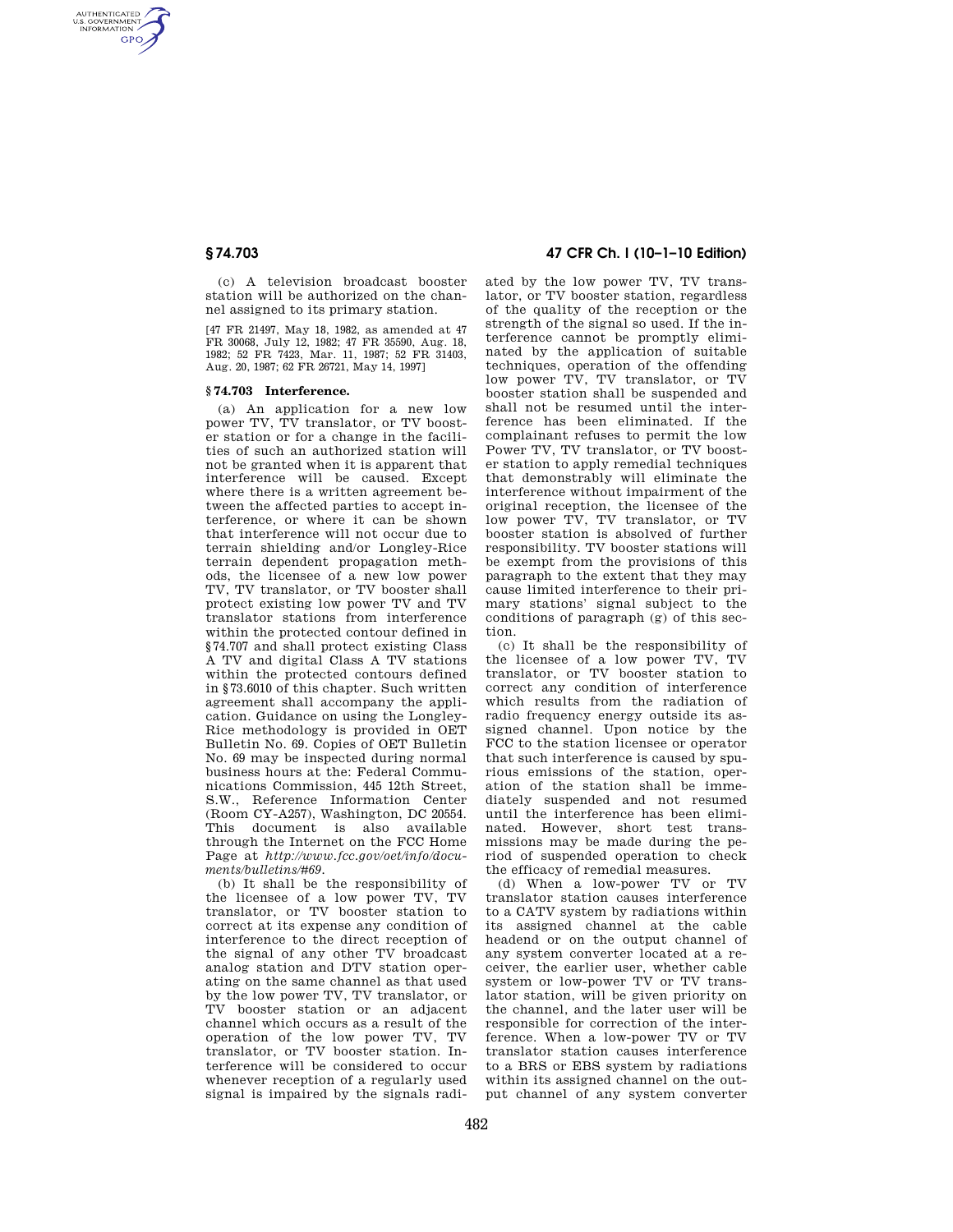(c) A television broadcast booster station will be authorized on the channel assigned to its primary station.

[47 FR 21497, May 18, 1982, as amended at 47 FR 30068, July 12, 1982; 47 FR 35590, Aug. 18, 1982; 52 FR 7423, Mar. 11, 1987; 52 FR 31403, Aug. 20, 1987; 62 FR 26721, May 14, 1997]

## § 74.703 Interference.

(a) An application for a new low power TV, TV translator, or TV booster station or for a change in the facilities of such an authorized station will not be granted when it is apparent that interference will be caused. Except where there is a written agreement between the affected parties to accept interference, or where it can be shown that interference will not occur due to terrain shielding and/or Longley-Rice terrain dependent propagation methods, the licensee of a new low power TV, TV translator, or TV booster shall protect existing low power TV and TV translator stations from interference within the protected contour defined in §74.707 and shall protect existing Class A TV and digital Class A TV stations within the protected contours defined in §73.6010 of this chapter. Such written agreement shall accompany the application. Guidance on using the Longley-Rice methodology is provided in OET Bulletin No. 69. Copies of OET Bulletin No. 69 may be inspected during normal business hours at the: Federal Communications Commission, 445 12th Street, S.W., Reference Information Center (Room CY-A257), Washington, DC 20554. This document is also available through the Internet on the FCC Home Page at *http://www.fcc.gov/oet/info/documents/bulletins/#69*.

(b) It shall be the responsibility of the licensee of a low power TV, TV translator, or TV booster station to correct at its expense any condition of interference to the direct reception of the signal of any other TV broadcast analog station and DTV station operating on the same channel as that used by the low power TV, TV translator, or TV booster station or an adjacent channel which occurs as a result of the operation of the low power TV, TV translator, or TV booster station. Interference will be considered to occur whenever reception of a regularly used signal is impaired by the signals radiated by the low power TV, TV translator, or TV booster station, regardless of the quality of the reception or the strength of the signal so used. If the interference cannot be promptly eliminated by the application of suitable techniques, operation of the offending low power TV, TV translator, or TV booster station shall be suspended and shall not be resumed until the interference has been eliminated. If the complainant refuses to permit the low Power TV, TV translator, or TV booster station to apply remedial techniques that demonstrably will eliminate the interference without impairment of the original reception, the licensee of the low power TV, TV translator, or TV booster station is absolved of further responsibility. TV booster stations will be exempt from the provisions of this paragraph to the extent that they may cause limited interference to their primary stations' signal subject to the conditions of paragraph (g) of this section.

(c) It shall be the responsibility of the licensee of a low power TV, TV translator, or TV booster station to correct any condition of interference which results from the radiation of radio frequency energy outside its assigned channel. Upon notice by the FCC to the station licensee or operator that such interference is caused by spurious emissions of the station, operation of the station shall be immediately suspended and not resumed until the interference has been eliminated. However, short test transmissions may be made during the period of suspended operation to check the efficacy of remedial measures.

(d) When a low-power TV or TV translator station causes interference to a CATV system by radiations within its assigned channel at the cable headend or on the output channel of any system converter located at a receiver, the earlier user, whether cable system or low-power TV or TV translator station, will be given priority on the channel, and the later user will be responsible for correction of the interference. When a low-power TV or TV translator station causes interference to a BRS or EBS system by radiations within its assigned channel on the output channel of any system converter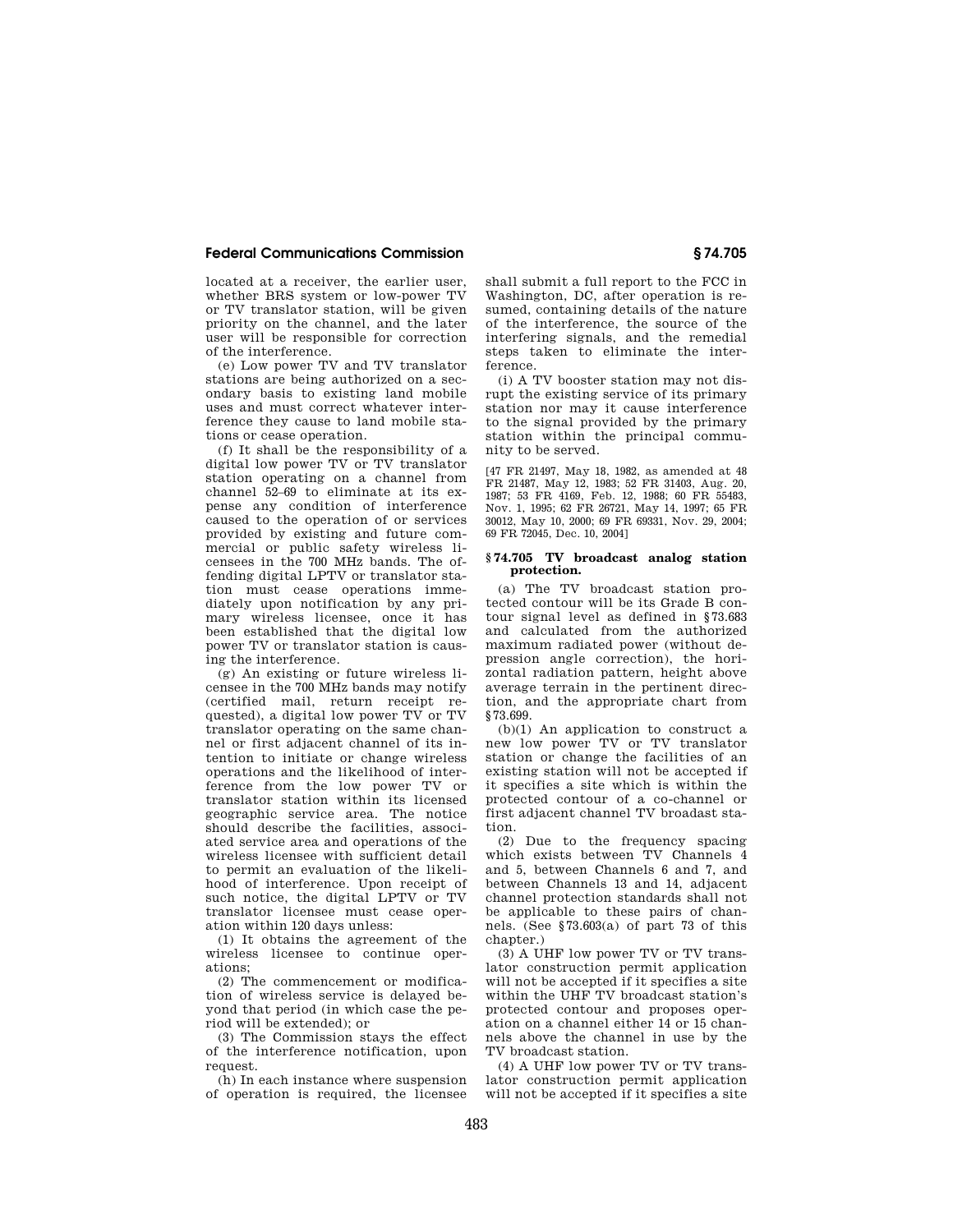located at a receiver, the earlier user, whether BRS system or low-power TV or TV translator station, will be given priority on the channel, and the later user will be responsible for correction of the interference.

(e) Low power TV and TV translator stations are being authorized on a secondary basis to existing land mobile uses and must correct whatever interference they cause to land mobile stations or cease operation.

(f) It shall be the responsibility of a digital low power TV or TV translator station operating on a channel from channel 52–69 to eliminate at its expense any condition of interference caused to the operation of or services provided by existing and future commercial or public safety wireless licensees in the 700 MHz bands. The offending digital LPTV or translator station must cease operations immediately upon notification by any primary wireless licensee, once it has been established that the digital low power TV or translator station is causing the interference.

(g) An existing or future wireless licensee in the 700 MHz bands may notify (certified mail, return receipt requested), a digital low power TV or TV translator operating on the same channel or first adjacent channel of its intention to initiate or change wireless operations and the likelihood of interference from the low power TV or translator station within its licensed geographic service area. The notice should describe the facilities, associated service area and operations of the wireless licensee with sufficient detail to permit an evaluation of the likelihood of interference. Upon receipt of such notice, the digital LPTV or TV translator licensee must cease operation within 120 days unless:

(1) It obtains the agreement of the wireless licensee to continue operations;

(2) The commencement or modification of wireless service is delayed beyond that period (in which case the period will be extended); or

(3) The Commission stays the effect of the interference notification, upon request.

(h) In each instance where suspension of operation is required, the licensee shall submit a full report to the FCC in Washington, DC, after operation is resumed, containing details of the nature of the interference, the source of the interfering signals, and the remedial steps taken to eliminate the interference.

(i) A TV booster station may not disrupt the existing service of its primary station nor may it cause interference to the signal provided by the primary station within the principal community to be served.

[47 FR 21497, May 18, 1982, as amended at 48 FR 21487, May 12, 1983; 52 FR 31403, Aug. 20, 1987; 53 FR 4169, Feb. 12, 1988; 60 FR 55483, Nov. 1, 1995; 62 FR 26721, May 14, 1997; 65 FR 30012, May 10, 2000; 69 FR 69331, Nov. 29, 2004; 69 FR 72045, Dec. 10, 2004]

### § 74.705 TV broadcast analog station protection.

(a) The TV broadcast station protected contour will be its Grade B contour signal level as defined in §73.683 and calculated from the authorized maximum radiated power (without depression angle correction), the horizontal radiation pattern, height above average terrain in the pertinent direction, and the appropriate chart from §73.699.

(b)(1) An application to construct a new low power TV or TV translator station or change the facilities of an existing station will not be accepted if it specifies a site which is within the protected contour of a co-channel or first adjacent channel TV broadcast station.

(2) Due to the frequency spacing which exists between TV Channels 4 and 5, between Channels 6 and 7, and between Channels 13 and 14, adjacent channel protection standards shall not be applicable to these pairs of channels. (See §73.603(a) of part 73 of this chapter.)

(3) A UHF low power TV or TV translator construction permit application will not be accepted if it specifies a site within the UHF TV broadcast station's protected contour and proposes operation on a channel either 14 or 15 channels above the channel in use by the TV broadcast station.

(4) A UHF low power TV or TV translator construction permit application will not be accepted if it specifies a site